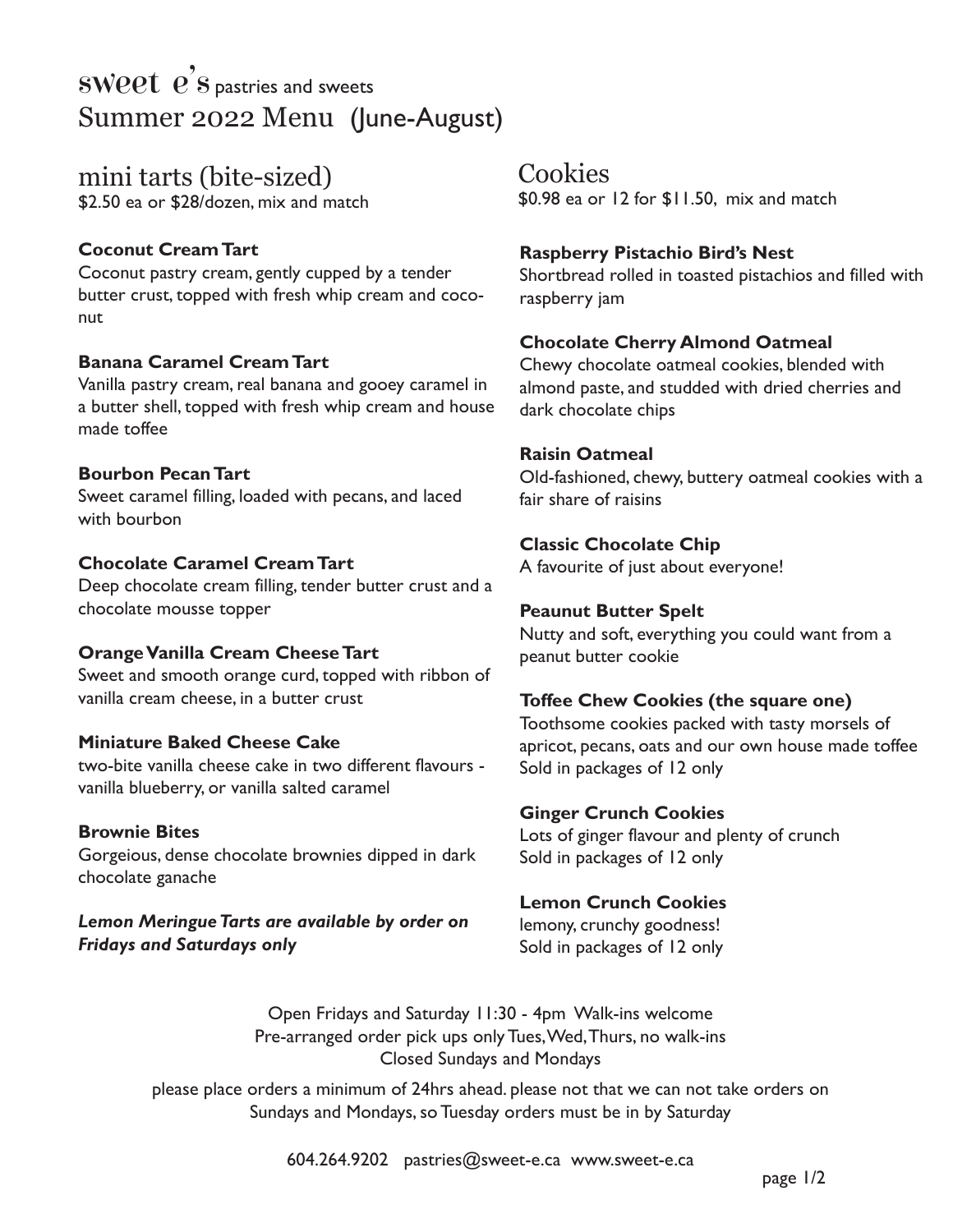# sweet e's pastries and sweets
# Summer 2022 Menu (June-August)

## mini tarts (bite-sized)

$2.50 ea or $28/dozen, mix and match

**Coconut Cream Tart**
Coconut pastry cream, gently cupped by a tender butter crust, topped with fresh whip cream and coconut

**Banana Caramel Cream Tart**
Vanilla pastry cream, real banana and gooey caramel in a butter shell, topped with fresh whip cream and house made toffee

**Bourbon Pecan Tart**
Sweet caramel filling, loaded with pecans, and laced with bourbon

**Chocolate Caramel Cream Tart**
Deep chocolate cream filling, tender butter crust and a chocolate mousse topper

**Orange Vanilla Cream Cheese Tart**
Sweet and smooth orange curd, topped with ribbon of vanilla cream cheese, in a butter crust

**Miniature Baked Cheese Cake**
two-bite vanilla cheese cake in two different flavours - vanilla blueberry, or vanilla salted caramel

**Brownie Bites**
Gorgeious, dense chocolate brownies dipped in dark chocolate ganache

***Lemon Meringue Tarts are available by order on Fridays and Saturdays only***

## Cookies

$0.98 ea or 12 for $11.50, mix and match

**Raspberry Pistachio Bird's Nest**
Shortbread rolled in toasted pistachios and filled with raspberry jam

**Chocolate Cherry Almond Oatmeal**
Chewy chocolate oatmeal cookies, blended with almond paste, and studded with dried cherries and dark chocolate chips

**Raisin Oatmeal**
Old-fashioned, chewy, buttery oatmeal cookies with a fair share of raisins

**Classic Chocolate Chip**
A favourite of just about everyone!

**Peaunut Butter Spelt**
Nutty and soft, everything you could want from a peanut butter cookie

**Toffee Chew Cookies (the square one)**
Toothsome cookies packed with tasty morsels of apricot, pecans, oats and our own house made toffee
Sold in packages of 12 only

**Ginger Crunch Cookies**
Lots of ginger flavour and plenty of crunch
Sold in packages of 12 only

**Lemon Crunch Cookies**
lemony, crunchy goodness!
Sold in packages of 12 only

Open Fridays and Saturday 11:30 - 4pm Walk-ins welcome
Pre-arranged order pick ups only Tues, Wed, Thurs, no walk-ins
Closed Sundays and Mondays

please place orders a minimum of 24hrs ahead. please not that we can not take orders on Sundays and Mondays, so Tuesday orders must be in by Saturday

604.264.9202 pastries@sweet-e.ca www.sweet-e.ca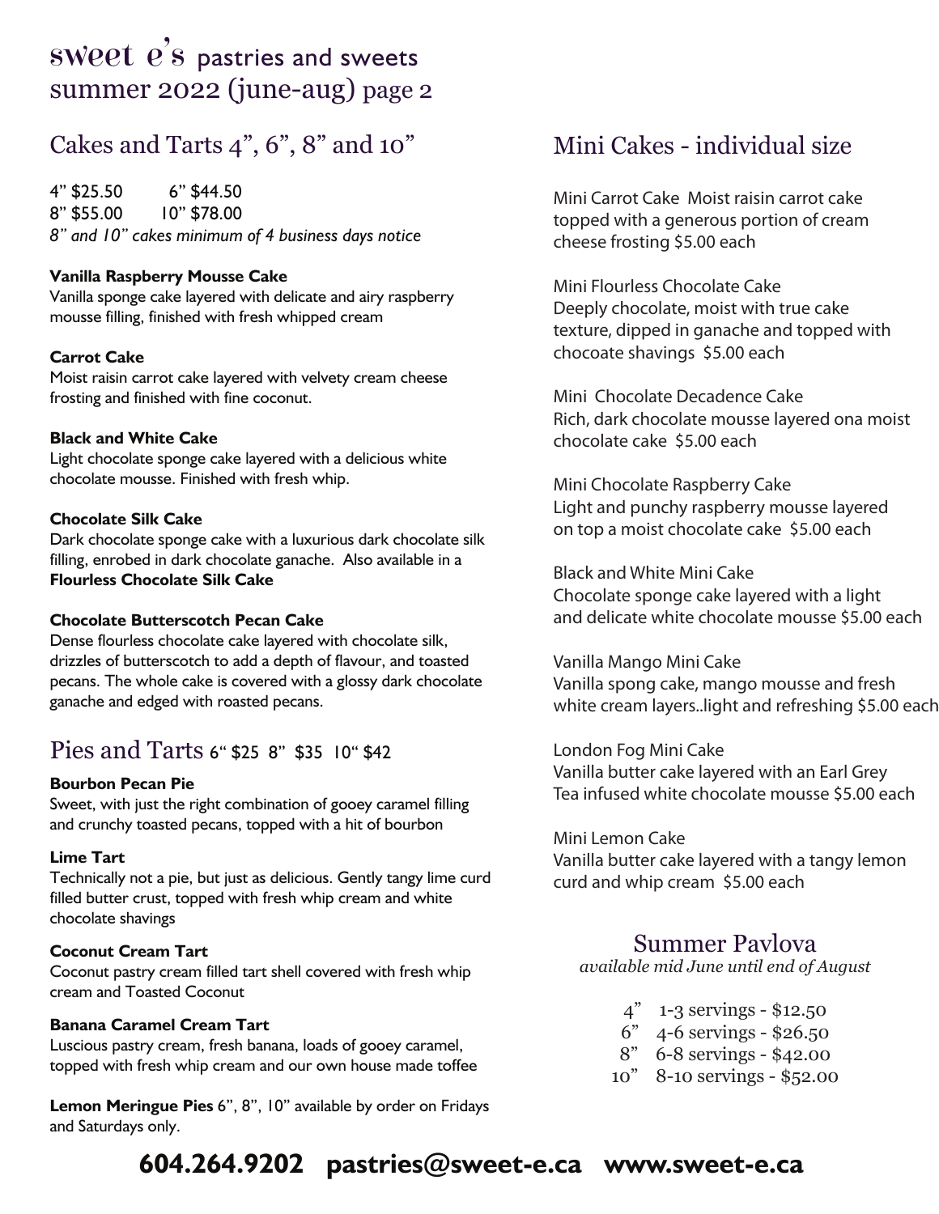# sweet e's pastries and sweets
## summer 2022 (june-aug) page 2

## Cakes and Tarts 4", 6", 8" and 10"

4" $25.50 6" $44.50
8" $55.00 10" $78.00
*8" and 10" cakes minimum of 4 business days notice*

**Vanilla Raspberry Mousse Cake**
Vanilla sponge cake layered with delicate and airy raspberry mousse filling, finished with fresh whipped cream

**Carrot Cake**
Moist raisin carrot cake layered with velvety cream cheese frosting and finished with fine coconut.

**Black and White Cake**
Light chocolate sponge cake layered with a delicious white chocolate mousse. Finished with fresh whip.

**Chocolate Silk Cake**
Dark chocolate sponge cake with a luxurious dark chocolate silk filling, enrobed in dark chocolate ganache. Also available in a **Flourless Chocolate Silk Cake**

**Chocolate Butterscotch Pecan Cake**
Dense flourless chocolate cake layered with chocolate silk, drizzles of butterscotch to add a depth of flavour, and toasted pecans. The whole cake is covered with a glossy dark chocolate ganache and edged with roasted pecans.

## Pies and Tarts 6" $25 8" $35 10" $42

**Bourbon Pecan Pie**
Sweet, with just the right combination of gooey caramel filling and crunchy toasted pecans, topped with a hit of bourbon

**Lime Tart**
Technically not a pie, but just as delicious. Gently tangy lime curd filled butter crust, topped with fresh whip cream and white chocolate shavings

**Coconut Cream Tart**
Coconut pastry cream filled tart shell covered with fresh whip cream and Toasted Coconut

**Banana Caramel Cream Tart**
Luscious pastry cream, fresh banana, loads of gooey caramel, topped with fresh whip cream and our own house made toffee

**Lemon Meringue Pies** 6", 8", 10" available by order on Fridays and Saturdays only.

## Mini Cakes - individual size

Mini Carrot Cake Moist raisin carrot cake topped with a generous portion of cream cheese frosting $5.00 each

Mini Flourless Chocolate Cake
Deeply chocolate, moist with true cake texture, dipped in ganache and topped with chocoate shavings $5.00 each

Mini Chocolate Decadence Cake
Rich, dark chocolate mousse layered ona moist chocolate cake $5.00 each

Mini Chocolate Raspberry Cake
Light and punchy raspberry mousse layered on top a moist chocolate cake $5.00 each

Black and White Mini Cake
Chocolate sponge cake layered with a light and delicate white chocolate mousse $5.00 each

Vanilla Mango Mini Cake
Vanilla spong cake, mango mousse and fresh white cream layers..light and refreshing $5.00 each

London Fog Mini Cake
Vanilla butter cake layered with an Earl Grey Tea infused white chocolate mousse $5.00 each

Mini Lemon Cake
Vanilla butter cake layered with a tangy lemon curd and whip cream $5.00 each

## Summer Pavlova

*available mid June until end of August*

4" 1-3 servings - $12.50
6" 4-6 servings - $26.50
8" 6-8 servings - $42.00
10" 8-10 servings - $52.00

**604.264.9202 pastries@sweet-e.ca www.sweet-e.ca**